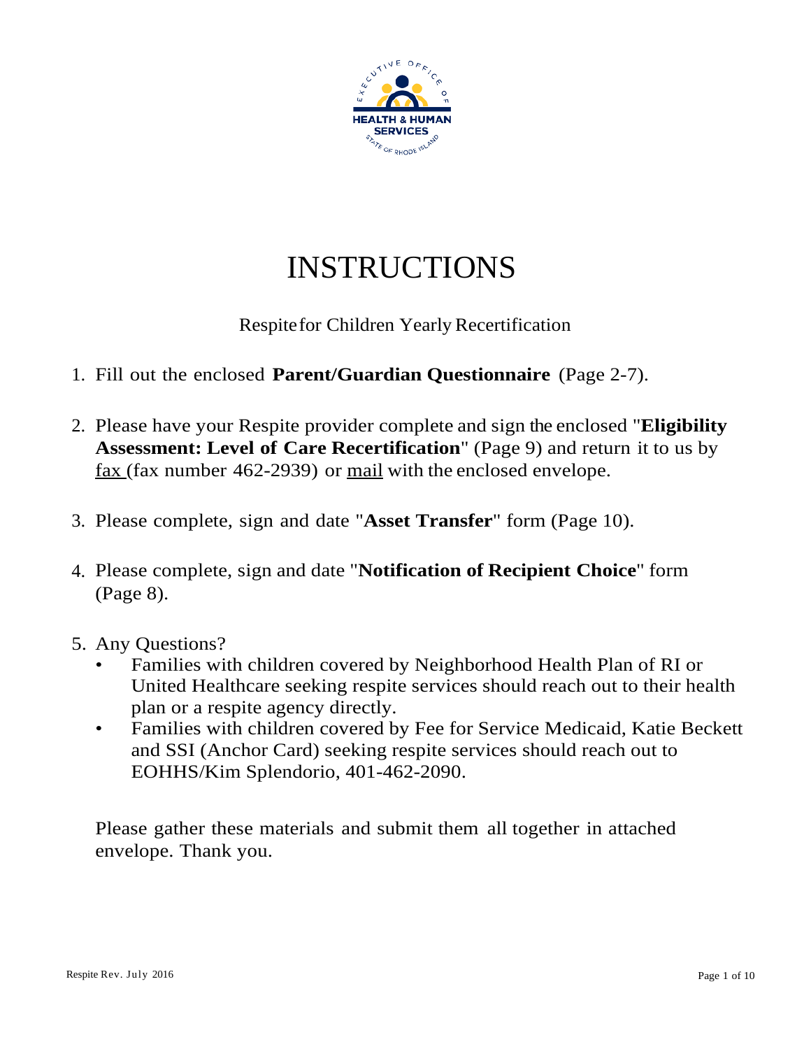# INSTRUCTIONS

Respite for Children Yearly Recertification

1. Fill out the enclosed **Parent/Guardian Questionnaire** (Page 2-7).

2. Please have your Respite provider complete and sign the enclosed "**Eligibility Assessment: Level of Care Recertification**" (Page 9) and return it to us by fax (fax number 462-2939) or mail with the enclosed envelope.

3. Please complete, sign and date "**Asset Transfer**" form (Page 10).

4. Please complete, sign and date "**Notification of Recipient Choice**" form (Page 8).

5. Any Questions?
   - Families with children covered by Neighborhood Health Plan of RI or United Healthcare seeking respite services should reach out to their health plan or a respite agency directly.
   - Families with children covered by Fee for Service Medicaid, Katie Beckett and SSI (Anchor Card) seeking respite services should reach out to EOHHS/Kim Splendorio, 401-462-2090.

Please gather these materials and submit them all together in attached envelope. Thank you.

Respite Rev. July 2016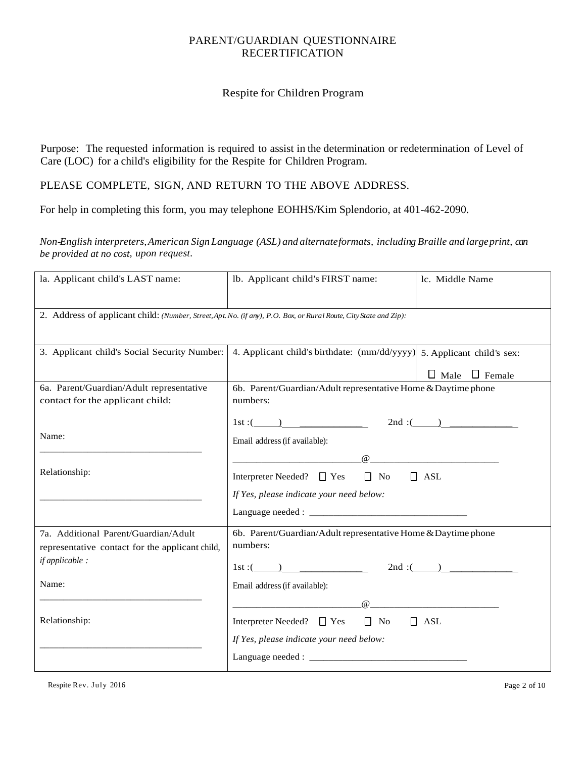# PARENT/GUARDIAN QUESTIONNAIRE RECERTIFICATION

## Respite for Children Program

Purpose: The requested information is required to assist in the determination or redetermination of Level of Care (LOC) for a child's eligibility for the Respite for Children Program.

PLEASE COMPLETE, SIGN, AND RETURN TO THE ABOVE ADDRESS.

For help in completing this form, you may telephone EOHHS/Kim Splendorio, at 401-462-2090.

*Non-English interpreters, American Sign Language (ASL) and alternate formats, including Braille and large print, can be provided at no cost, upon request.*

| la. Applicant child's LAST name: | lb. Applicant child's FIRST name: | lc. Middle Name |
|---|---|---|
| 2. Address of applicant child: *(Number, Street, Apt. No. (if any), P.O. Box, or Rural Route, City State and Zip):* | | |
| 3. Applicant child's Social Security Number: | 4. Applicant child's birthdate: (mm/dd/yyyy) | 5. Applicant child's sex: ☐ Male ☐ Female |
| 6a. Parent/Guardian/Adult representative contact for the applicant child:<br><br>Name: ______________________<br><br>Relationship: ______________________ | 6b. Parent/Guardian/Adult representative Home & Daytime phone numbers:<br><br>1st :(____) ____________ 2nd :(____) ____________<br><br>Email address (if available): ____________@____________<br><br>Interpreter Needed? ☐ Yes ☐ No ☐ ASL<br><br>*If Yes, please indicate your need below:*<br><br>Language needed : ______________________ | |
| 7a. Additional Parent/Guardian/Adult representative contact for the applicant child, *if applicable :*<br><br>Name: ______________________<br><br>Relationship: ______________________ | 6b. Parent/Guardian/Adult representative Home & Daytime phone numbers:<br><br>1st :(____) ____________ 2nd :(____) ____________<br><br>Email address (if available): ____________@____________<br><br>Interpreter Needed? ☐ Yes ☐ No ☐ ASL<br><br>*If Yes, please indicate your need below:*<br><br>Language needed : ______________________ | |

Respite Rev. July 2016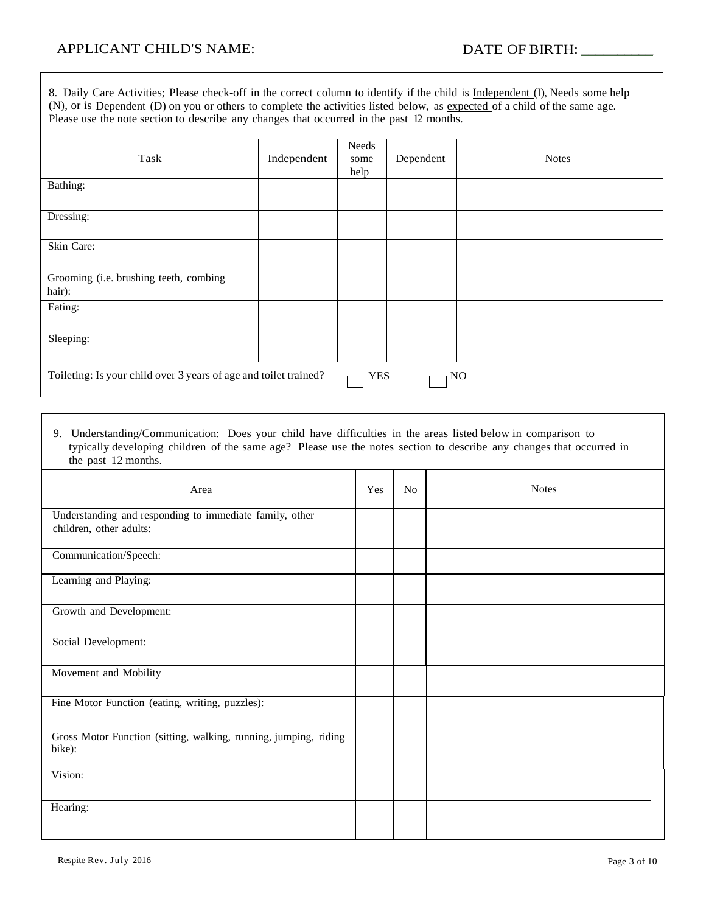APPLICANT CHILD'S NAME:\_\_\_\_\_\_\_\_\_\_\_\_\_\_\_\_\_\_\_\_\_\_\_\_ DATE OF BIRTH: \_\_\_\_\_\_\_\_\_

8. Daily Care Activities; Please check-off in the correct column to identify if the child is Independent (I), Needs some help (N), or is Dependent (D) on you or others to complete the activities listed below, as expected of a child of the same age. Please use the note section to describe any changes that occurred in the past 12 months.

| Task | Independent | Needs some help | Dependent | Notes |
|---|---|---|---|---|
| Bathing: | | | | |
| Dressing: | | | | |
| Skin Care: | | | | |
| Grooming (i.e. brushing teeth, combing hair): | | | | |
| Eating: | | | | |
| Sleeping: | | | | |

Toileting: Is your child over 3 years of age and toilet trained? ☐ YES ☐ NO

9. Understanding/Communication: Does your child have difficulties in the areas listed below in comparison to typically developing children of the same age? Please use the notes section to describe any changes that occurred in the past 12 months.

| Area | Yes | No | Notes |
|---|---|---|---|
| Understanding and responding to immediate family, other children, other adults: | | | |
| Communication/Speech: | | | |
| Learning and Playing: | | | |
| Growth and Development: | | | |
| Social Development: | | | |
| Movement and Mobility | | | |
| Fine Motor Function (eating, writing, puzzles): | | | |
| Gross Motor Function (sitting, walking, running, jumping, riding bike): | | | |
| Vision: | | | |
| Hearing: | | | |

Respite Rev. July 2016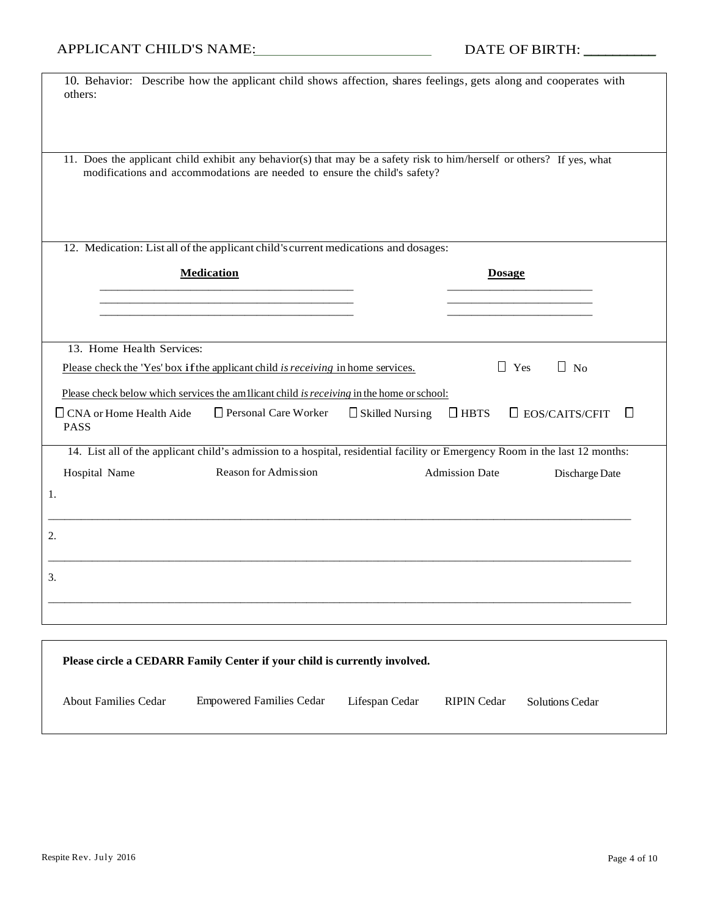APPLICANT CHILD'S NAME:________________________ DATE OF BIRTH: _________

10. Behavior: Describe how the applicant child shows affection, shares feelings, gets along and cooperates with others:

11. Does the applicant child exhibit any behavior(s) that may be a safety risk to him/herself or others? If yes, what modifications and accommodations are needed to ensure the child's safety?

12. Medication: List all of the applicant child's current medications and dosages:

| **Medication** | **Dosage** |
|---|---|
| ____________________________________________ | _________________________ |
| ____________________________________________ | _________________________ |
| ____________________________________________ | _________________________ |

13. Home Health Services:

Please check the 'Yes' box if the applicant child *is receiving* in home services. ☐ Yes ☐ No

Please check below which services the am1licant child *is receiving* in the home or school:

☐ CNA or Home Health Aide ☐ Personal Care Worker ☐ Skilled Nursing ☐ HBTS ☐ EOS/CAITS/CFIT ☐ PASS

14. List all of the applicant child's admission to a hospital, residential facility or Emergency Room in the last 12 months:

| | Hospital Name | Reason for Admission | Admission Date | Discharge Date |
|---|---|---|---|---|
| 1. | | | | |
| 2. | | | | |
| 3. | | | | |

**Please circle a CEDARR Family Center if your child is currently involved.**

About Families Cedar Empowered Families Cedar Lifespan Cedar RIPIN Cedar Solutions Cedar

Respite Rev. July 2016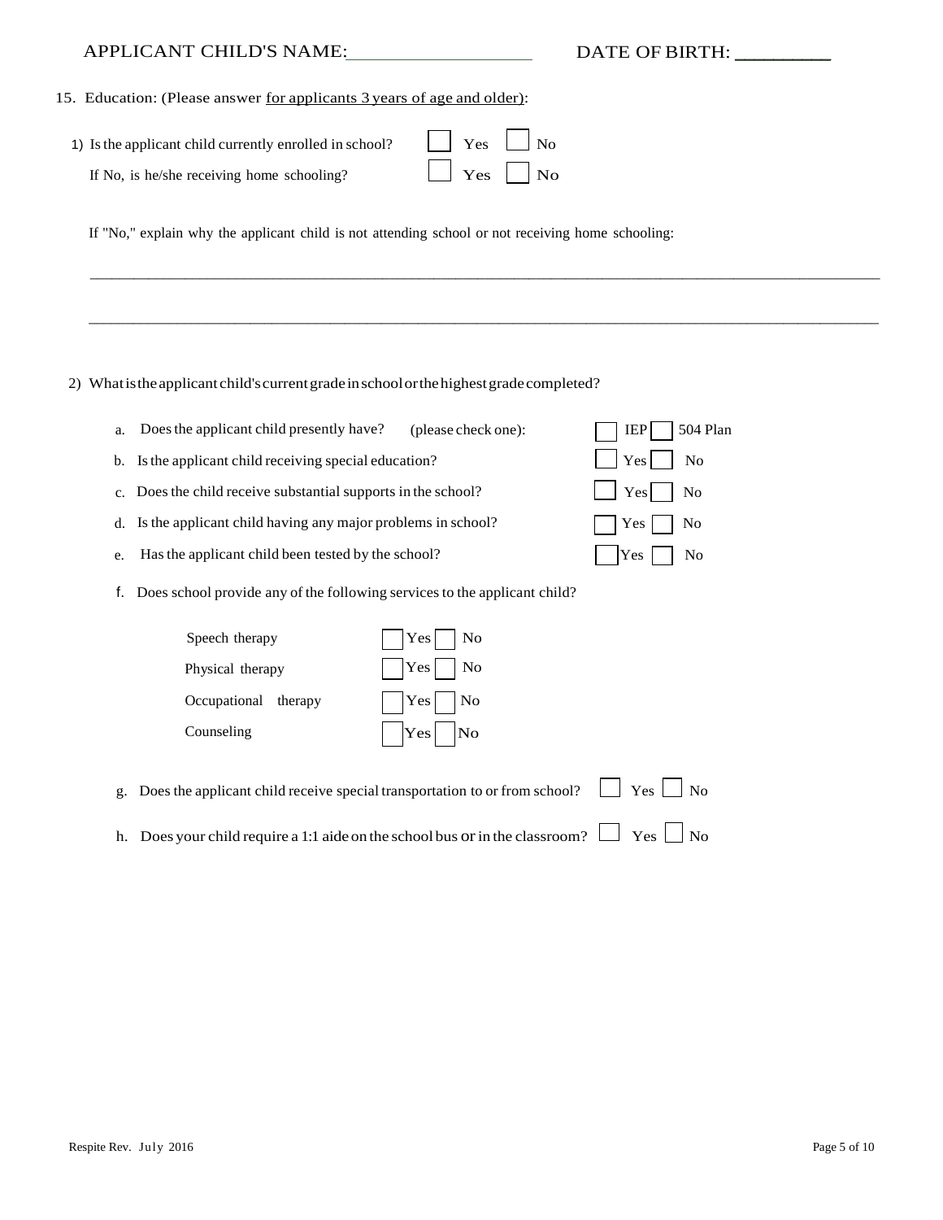APPLICANT CHILD'S NAME:\_\_\_\_\_\_\_\_\_\_\_\_\_\_\_\_\_\_\_\_ DATE OF BIRTH: \_\_\_\_\_\_\_\_\_

15. Education: (Please answer for applicants 3 years of age and older):

1) Is the applicant child currently enrolled in school? ☐ Yes ☐ No

   If No, is he/she receiving home schooling? ☐ Yes ☐ No

   If "No," explain why the applicant child is not attending school or not receiving home schooling:

   \_\_\_\_\_\_\_\_\_\_\_\_\_\_\_\_\_\_\_\_\_\_\_\_\_\_\_\_\_\_\_\_\_\_\_\_\_\_\_\_\_\_\_\_\_\_\_\_\_\_\_\_\_\_\_\_\_\_\_\_\_\_\_\_\_\_\_\_\_\_\_\_\_\_\_\_\_\_

   \_\_\_\_\_\_\_\_\_\_\_\_\_\_\_\_\_\_\_\_\_\_\_\_\_\_\_\_\_\_\_\_\_\_\_\_\_\_\_\_\_\_\_\_\_\_\_\_\_\_\_\_\_\_\_\_\_\_\_\_\_\_\_\_\_\_\_\_\_\_\_\_\_\_\_\_\_\_

2) What is the applicant child's current grade in school or the highest grade completed?

   a. Does the applicant child presently have? (please check one): ☐ IEP ☐ 504 Plan

   b. Is the applicant child receiving special education? ☐ Yes ☐ No

   c. Does the child receive substantial supports in the school? ☐ Yes ☐ No

   d. Is the applicant child having any major problems in school? ☐ Yes ☐ No

   e. Has the applicant child been tested by the school? ☐ Yes ☐ No

   f. Does school provide any of the following services to the applicant child?

   | Service | Response |
   | --- | --- |
   | Speech therapy | ☐ Yes ☐ No |
   | Physical therapy | ☐ Yes ☐ No |
   | Occupational therapy | ☐ Yes ☐ No |
   | Counseling | ☐ Yes ☐ No |

   g. Does the applicant child receive special transportation to or from school? ☐ Yes ☐ No

   h. Does your child require a 1:1 aide on the school bus or in the classroom? ☐ Yes ☐ No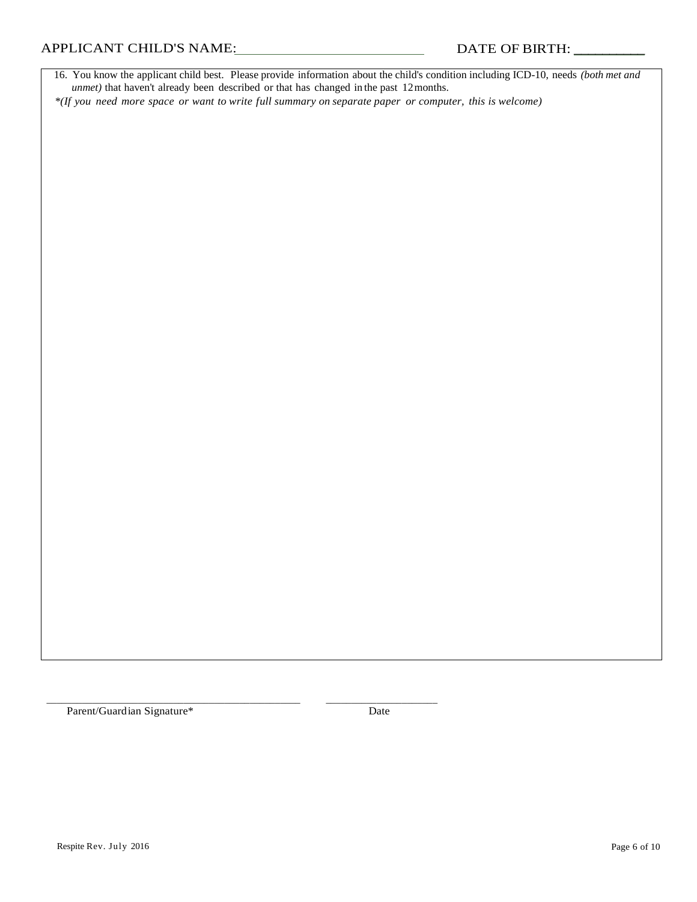APPLICANT CHILD'S NAME:\_\_\_\_\_\_\_\_\_\_\_\_\_\_\_\_\_\_\_\_\_\_\_\_\_\_ DATE OF BIRTH: \_\_\_\_\_\_\_\_\_

16. You know the applicant child best. Please provide information about the child's condition including ICD-10, needs *(both met and unmet)* that haven't already been described or that has changed in the past 12 months.

*\*(If you need more space or want to write full summary on separate paper or computer, this is welcome)*

\_\_\_\_\_\_\_\_\_\_\_\_\_\_\_\_\_\_\_\_\_\_\_\_\_\_\_\_\_\_\_\_\_\_\_\_\_\_\_\_\_\_\_ \_\_\_\_\_\_\_\_\_\_\_\_\_\_\_\_\_\_\_\_

Parent/Guardian Signature\* Date

Respite Rev. July 2016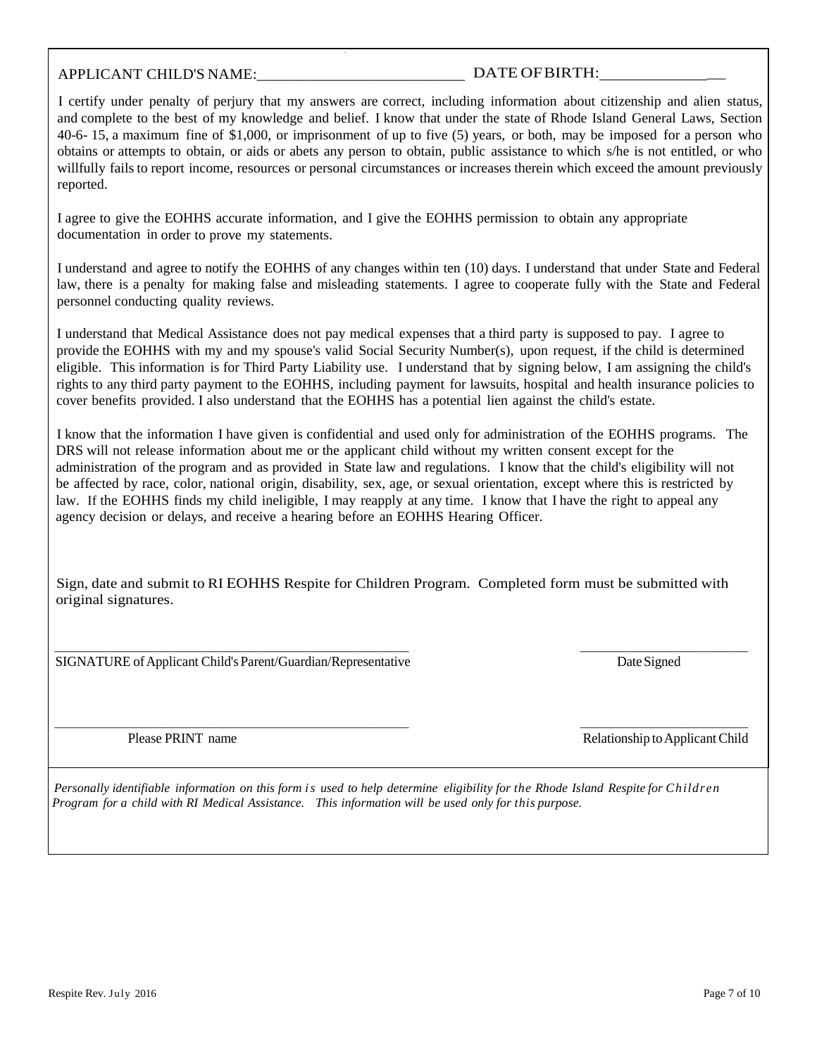APPLICANT CHILD'S NAME:___________________________ DATE OF BIRTH:_______________

I certify under penalty of perjury that my answers are correct, including information about citizenship and alien status, and complete to the best of my knowledge and belief. I know that under the state of Rhode Island General Laws, Section 40-6- 15, a maximum fine of $1,000, or imprisonment of up to five (5) years, or both, may be imposed for a person who obtains or attempts to obtain, or aids or abets any person to obtain, public assistance to which s/he is not entitled, or who willfully fails to report income, resources or personal circumstances or increases therein which exceed the amount previously reported.

I agree to give the EOHHS accurate information, and I give the EOHHS permission to obtain any appropriate documentation in order to prove my statements.

I understand and agree to notify the EOHHS of any changes within ten (10) days. I understand that under State and Federal law, there is a penalty for making false and misleading statements. I agree to cooperate fully with the State and Federal personnel conducting quality reviews.

I understand that Medical Assistance does not pay medical expenses that a third party is supposed to pay. I agree to provide the EOHHS with my and my spouse's valid Social Security Number(s), upon request, if the child is determined eligible. This information is for Third Party Liability use. I understand that by signing below, I am assigning the child's rights to any third party payment to the EOHHS, including payment for lawsuits, hospital and health insurance policies to cover benefits provided. I also understand that the EOHHS has a potential lien against the child's estate.

I know that the information I have given is confidential and used only for administration of the EOHHS programs. The DRS will not release information about me or the applicant child without my written consent except for the administration of the program and as provided in State law and regulations. I know that the child's eligibility will not be affected by race, color, national origin, disability, sex, age, or sexual orientation, except where this is restricted by law. If the EOHHS finds my child ineligible, I may reapply at any time. I know that I have the right to appeal any agency decision or delays, and receive a hearing before an EOHHS Hearing Officer.

Sign, date and submit to RI EOHHS Respite for Children Program. Completed form must be submitted with original signatures.

_______________________________________________________ _________________________

SIGNATURE of Applicant Child's Parent/Guardian/Representative Date Signed

_______________________________________________________ _________________________

Please PRINT name Relationship to Applicant Child

*Personally identifiable information on this form is used to help determine eligibility for the Rhode Island Respite for Children Program for a child with RI Medical Assistance. This information will be used only for this purpose.*

Respite Rev. July 2016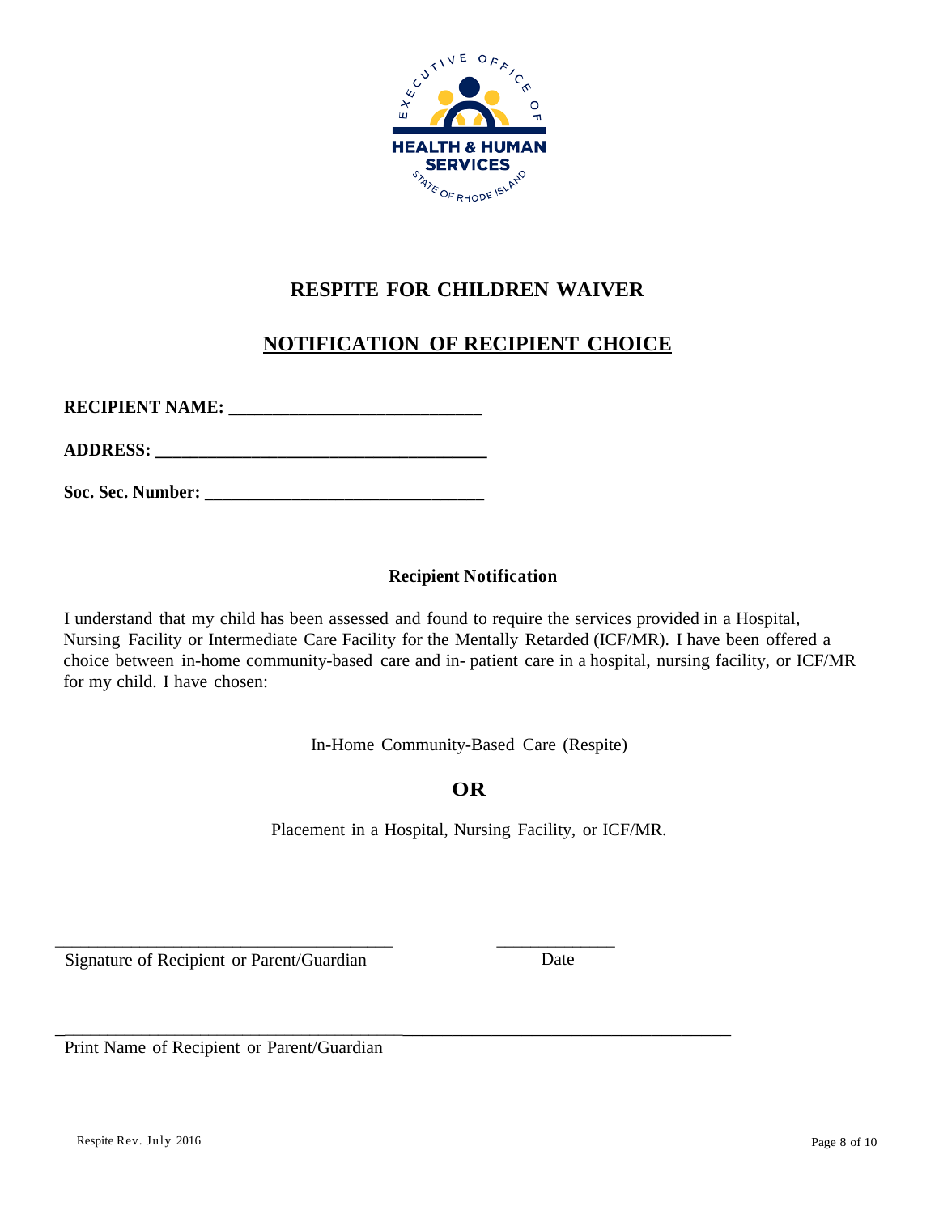EXECUTIVE OFFICE OF HEALTH & HUMAN SERVICES STATE OF RHODE ISLAND

# RESPITE FOR CHILDREN WAIVER

## NOTIFICATION OF RECIPIENT CHOICE

**RECIPIENT NAME: ____________________________**

**ADDRESS: _____________________________________**

**Soc. Sec. Number: _______________________________**

### Recipient Notification

I understand that my child has been assessed and found to require the services provided in a Hospital, Nursing Facility or Intermediate Care Facility for the Mentally Retarded (ICF/MR). I have been offered a choice between in-home community-based care and in- patient care in a hospital, nursing facility, or ICF/MR for my child. I have chosen:

In-Home Community-Based Care (Respite)

**OR**

Placement in a Hospital, Nursing Facility, or ICF/MR.

______________________________________ _____________

Signature of Recipient or Parent/Guardian Date

___________________________________________________________________________

Print Name of Recipient or Parent/Guardian

Respite Rev. July 2016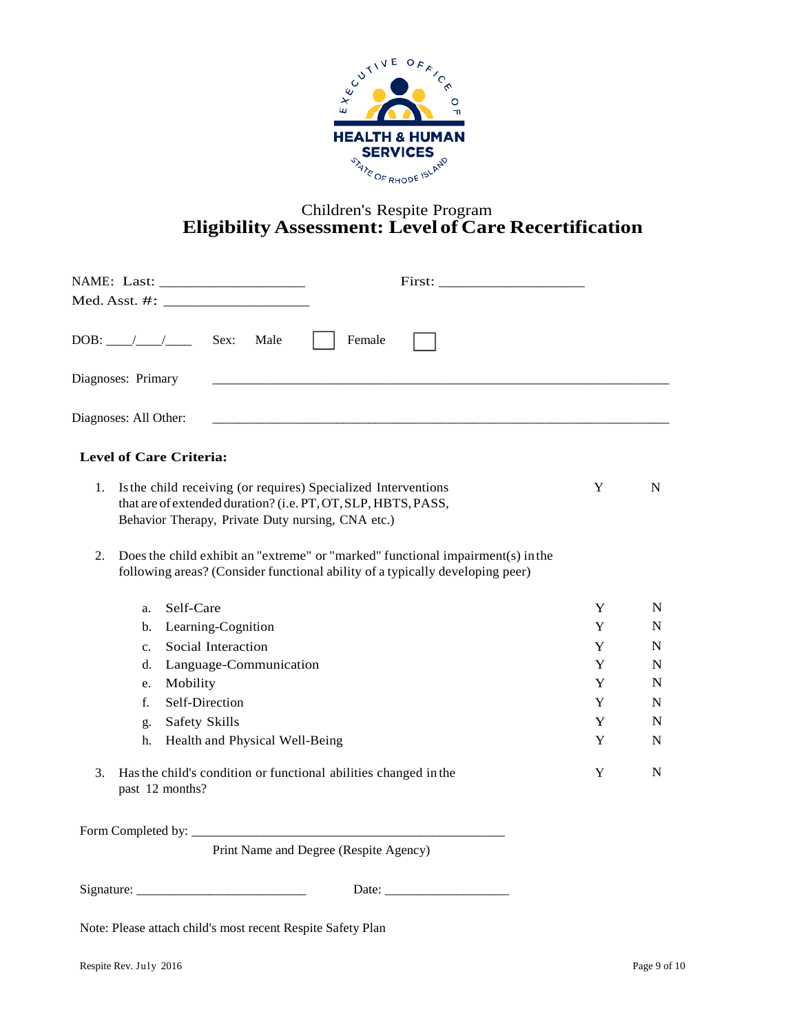EXECUTIVE OFFICE OF HEALTH & HUMAN SERVICES STATE OF RHODE ISLAND

Children's Respite Program

# Eligibility Assessment: Level of Care Recertification

NAME: Last: ___________________ First: ___________________

Med. Asst. #: ___________________

DOB: ___/___/___ Sex: Male ☐ Female ☐

Diagnoses: Primary ______________________________________________________________

Diagnoses: All Other: ______________________________________________________________

**Level of Care Criteria:**

1. Is the child receiving (or requires) Specialized Interventions that are of extended duration? (i.e. PT, OT, SLP, HBTS, PASS, Behavior Therapy, Private Duty nursing, CNA etc.) Y N

2. Does the child exhibit an "extreme" or "marked" functional impairment(s) in the following areas? (Consider functional ability of a typically developing peer)

| | | | |
|---|---|---|---|
| a. | Self-Care | Y | N |
| b. | Learning-Cognition | Y | N |
| c. | Social Interaction | Y | N |
| d. | Language-Communication | Y | N |
| e. | Mobility | Y | N |
| f. | Self-Direction | Y | N |
| g. | Safety Skills | Y | N |
| h. | Health and Physical Well-Being | Y | N |

3. Has the child's condition or functional abilities changed in the past 12 months? Y N

Form Completed by: _______________________________________________

Print Name and Degree (Respite Agency)

Signature: _________________________ Date: ___________________

Note: Please attach child's most recent Respite Safety Plan

Respite Rev. July 2016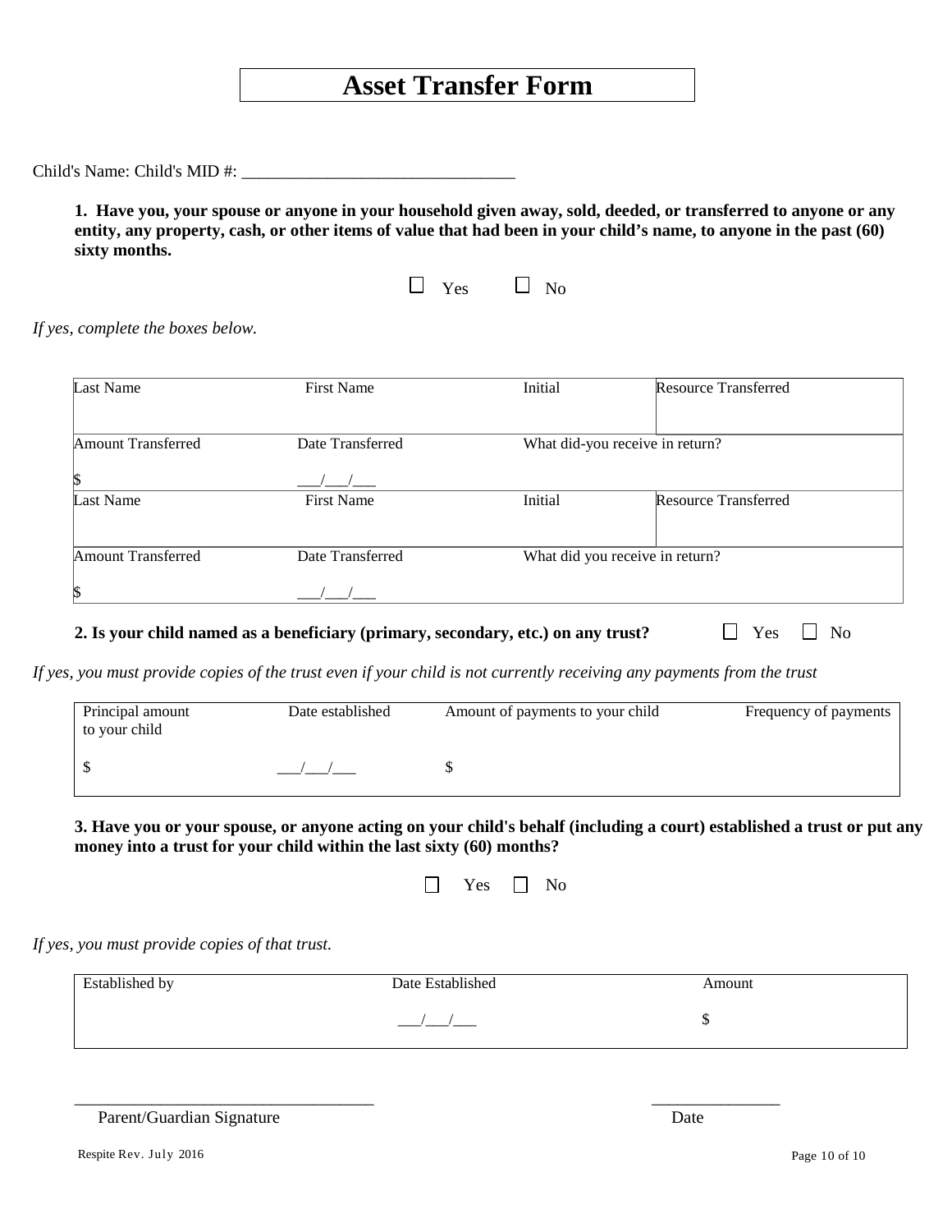# Asset Transfer Form

Child's Name: Child's MID #: _______________________________

**1. Have you, your spouse or anyone in your household given away, sold, deeded, or transferred to anyone or any entity, any property, cash, or other items of value that had been in your child's name, to anyone in the past (60) sixty months.**

☐ Yes ☐ No

*If yes, complete the boxes below.*

| | | | |
|---|---|---|---|
| Last Name | First Name | Initial | Resource Transferred |
| Amount Transferred<br>$ | Date Transferred<br>___/___/___ | What did-you receive in return? | |
| Last Name | First Name | Initial | Resource Transferred |
| Amount Transferred<br>$ | Date Transferred<br>___/___/___ | What did you receive in return? | |

**2. Is your child named as a beneficiary (primary, secondary, etc.) on any trust?** ☐ Yes ☐ No

*If yes, you must provide copies of the trust even if your child is not currently receiving any payments from the trust*

| Principal amount to your child | Date established | Amount of payments to your child | Frequency of payments |
|---|---|---|---|
| $ | ___/___/___ | $ | |

**3. Have you or your spouse, or anyone acting on your child's behalf (including a court) established a trust or put any money into a trust for your child within the last sixty (60) months?**

☐ Yes ☐ No

*If yes, you must provide copies of that trust.*

| Established by | Date Established | Amount |
|---|---|---|
| | ___/___/___ | $ |

___________________________________ _______________

Parent/Guardian Signature Date

Respite Rev. July 2016